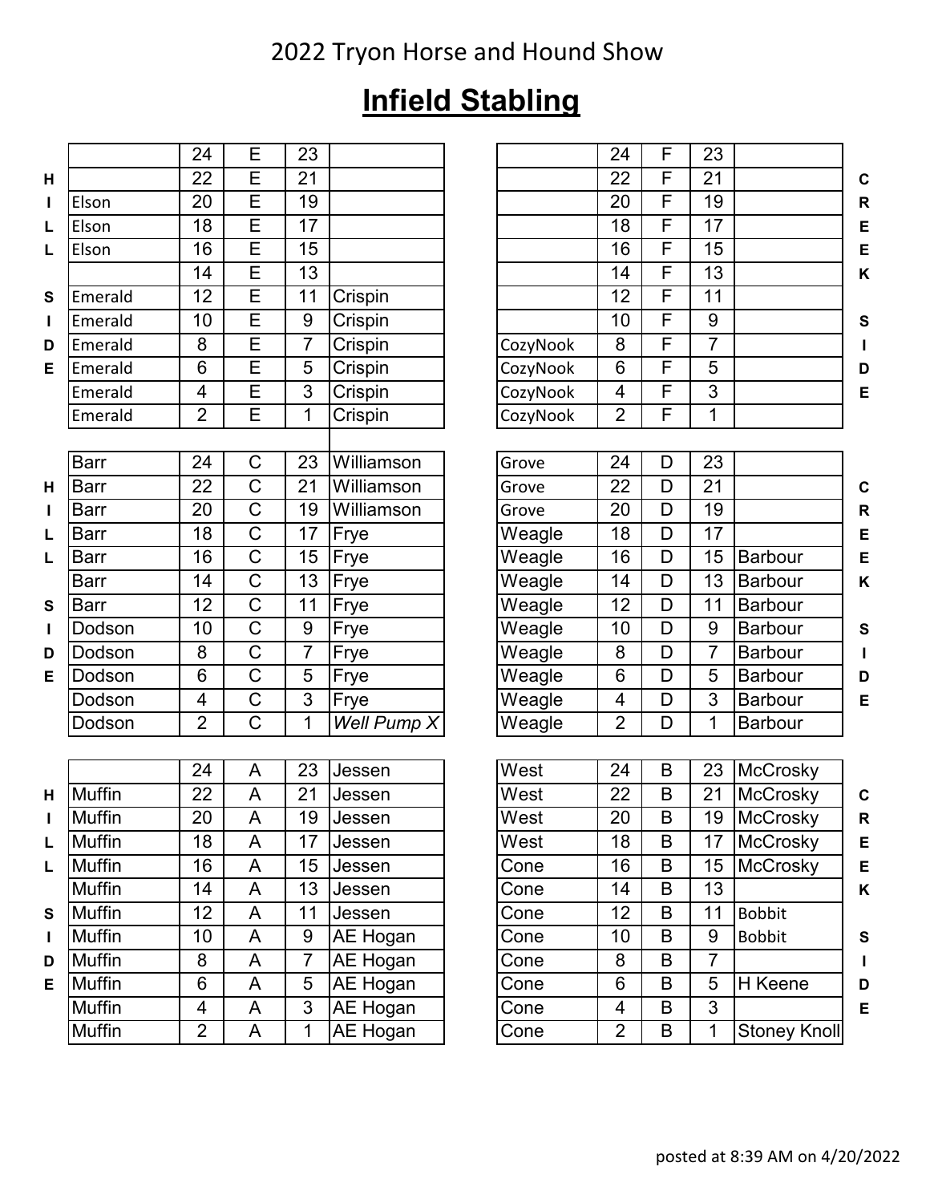2022 Tryon Horse and Hound Show

# Infield Stabling

HILL SIDE

| | | | | |
|---|---|---|---|---|
| | 24 | E | 23 | |
| | 22 | E | 21 | |
| Elson | 20 | E | 19 | |
| Elson | 18 | E | 17 | |
| Elson | 16 | E | 15 | |
| | 14 | E | 13 | |
| Emerald | 12 | E | 11 | Crispin |
| Emerald | 10 | E | 9 | Crispin |
| Emerald | 8 | E | 7 | Crispin |
| Emerald | 6 | E | 5 | Crispin |
| Emerald | 4 | E | 3 | Crispin |
| Emerald | 2 | E | 1 | Crispin |

CREEK SIDE

| | | | | |
|---|---|---|---|---|
| | 24 | F | 23 | |
| | 22 | F | 21 | |
| | 20 | F | 19 | |
| | 18 | F | 17 | |
| | 16 | F | 15 | |
| | 14 | F | 13 | |
| | 12 | F | 11 | |
| | 10 | F | 9 | |
| CozyNook | 8 | F | 7 | |
| CozyNook | 6 | F | 5 | |
| CozyNook | 4 | F | 3 | |
| CozyNook | 2 | F | 1 | |

HILL SIDE

| | | | | |
|---|---|---|---|---|
| Barr | 24 | C | 23 | Williamson |
| Barr | 22 | C | 21 | Williamson |
| Barr | 20 | C | 19 | Williamson |
| Barr | 18 | C | 17 | Frye |
| Barr | 16 | C | 15 | Frye |
| Barr | 14 | C | 13 | Frye |
| Barr | 12 | C | 11 | Frye |
| Dodson | 10 | C | 9 | Frye |
| Dodson | 8 | C | 7 | Frye |
| Dodson | 6 | C | 5 | Frye |
| Dodson | 4 | C | 3 | Frye |
| Dodson | 2 | C | 1 | *Well Pump X* |

CREEK SIDE

| | | | | |
|---|---|---|---|---|
| Grove | 24 | D | 23 | |
| Grove | 22 | D | 21 | |
| Grove | 20 | D | 19 | |
| Weagle | 18 | D | 17 | |
| Weagle | 16 | D | 15 | Barbour |
| Weagle | 14 | D | 13 | Barbour |
| Weagle | 12 | D | 11 | Barbour |
| Weagle | 10 | D | 9 | Barbour |
| Weagle | 8 | D | 7 | Barbour |
| Weagle | 6 | D | 5 | Barbour |
| Weagle | 4 | D | 3 | Barbour |
| Weagle | 2 | D | 1 | Barbour |

HILL SIDE

| | | | | |
|---|---|---|---|---|
| | 24 | A | 23 | Jessen |
| Muffin | 22 | A | 21 | Jessen |
| Muffin | 20 | A | 19 | Jessen |
| Muffin | 18 | A | 17 | Jessen |
| Muffin | 16 | A | 15 | Jessen |
| Muffin | 14 | A | 13 | Jessen |
| Muffin | 12 | A | 11 | Jessen |
| Muffin | 10 | A | 9 | AE Hogan |
| Muffin | 8 | A | 7 | AE Hogan |
| Muffin | 6 | A | 5 | AE Hogan |
| Muffin | 4 | A | 3 | AE Hogan |
| Muffin | 2 | A | 1 | AE Hogan |

CREEK SIDE

| | | | | |
|---|---|---|---|---|
| West | 24 | B | 23 | McCrosky |
| West | 22 | B | 21 | McCrosky |
| West | 20 | B | 19 | McCrosky |
| West | 18 | B | 17 | McCrosky |
| Cone | 16 | B | 15 | McCrosky |
| Cone | 14 | B | 13 | |
| Cone | 12 | B | 11 | Bobbit |
| Cone | 10 | B | 9 | Bobbit |
| Cone | 8 | B | 7 | |
| Cone | 6 | B | 5 | H Keene |
| Cone | 4 | B | 3 | |
| Cone | 2 | B | 1 | Stoney Knoll |

posted at 8:39 AM on 4/20/2022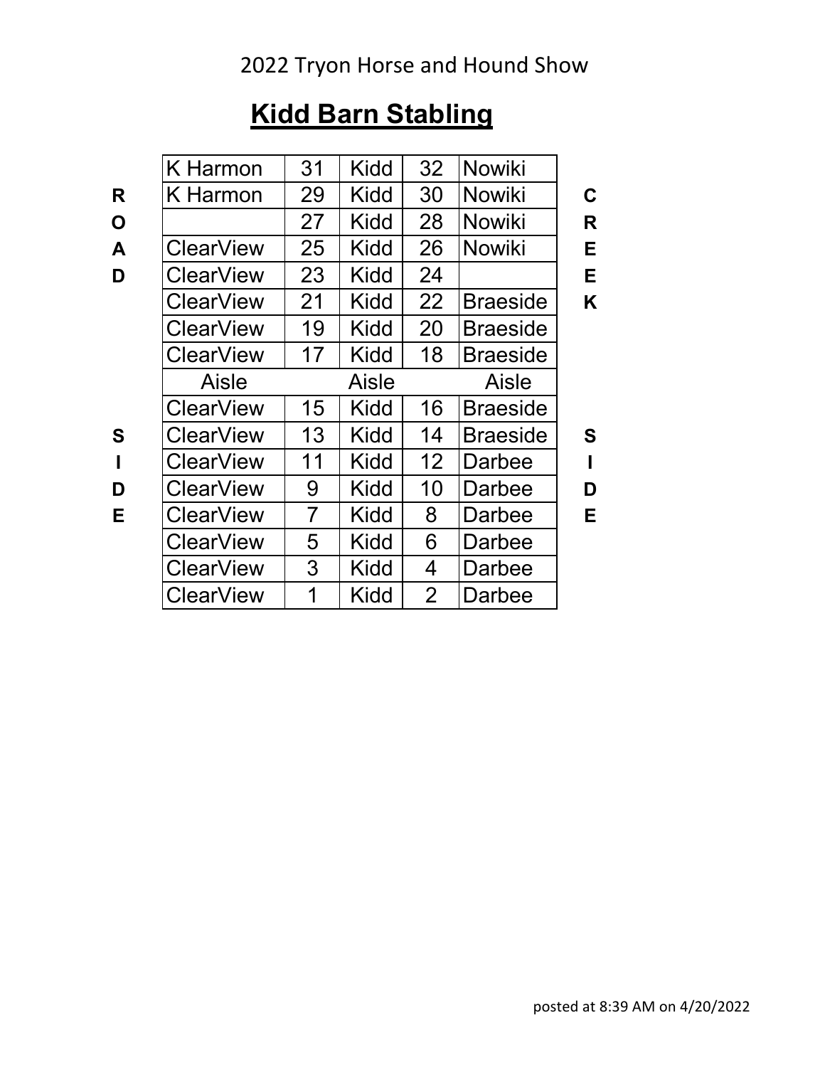2022 Tryon Horse and Hound Show

# Kidd Barn Stabling

ROAD SIDE

| | | | | |
|---|---|---|---|---|
| K Harmon | 31 | Kidd | 32 | Nowiki |
| K Harmon | 29 | Kidd | 30 | Nowiki |
| | 27 | Kidd | 28 | Nowiki |
| ClearView | 25 | Kidd | 26 | Nowiki |
| ClearView | 23 | Kidd | 24 | |
| ClearView | 21 | Kidd | 22 | Braeside |
| ClearView | 19 | Kidd | 20 | Braeside |
| ClearView | 17 | Kidd | 18 | Braeside |
| Aisle | | Aisle | | Aisle |
| ClearView | 15 | Kidd | 16 | Braeside |
| ClearView | 13 | Kidd | 14 | Braeside |
| ClearView | 11 | Kidd | 12 | Darbee |
| ClearView | 9 | Kidd | 10 | Darbee |
| ClearView | 7 | Kidd | 8 | Darbee |
| ClearView | 5 | Kidd | 6 | Darbee |
| ClearView | 3 | Kidd | 4 | Darbee |
| ClearView | 1 | Kidd | 2 | Darbee |

CREEK SIDE

posted at 8:39 AM on 4/20/2022